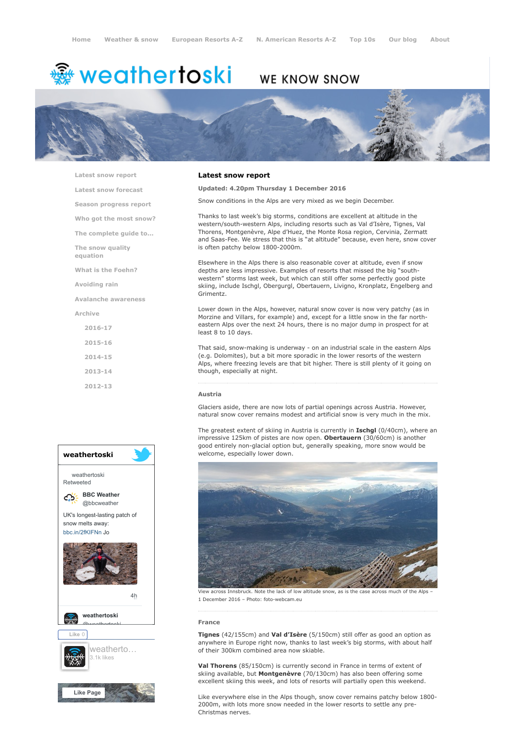Home Weather & snow European Resorts A-Z N. American Resorts A-Z Top 10s Our blog About

# weathertoski WE KNOW SNOW

- Latest snow report
- Latest snow forecast
- Season progress report
- Who got the most snow?
- The complete guide to...
- The snow quality equation
- What is the Foehn?
- Avoiding rain
- Avalanche awareness
- Archive
  - 2016-17
  - 2015-16
  - 2014-15
  - 2013-14
  - 2012-13

## Latest snow report

**Updated: 4.20pm Thursday 1 December 2016**

Snow conditions in the Alps are very mixed as we begin December.

Thanks to last week's big storms, conditions are excellent at altitude in the western/south-western Alps, including resorts such as Val d'Isère, Tignes, Val Thorens, Montgenèvre, Alpe d'Huez, the Monte Rosa region, Cervinia, Zermatt and Saas-Fee. We stress that this is "at altitude" because, even here, snow cover is often patchy below 1800-2000m.

Elsewhere in the Alps there is also reasonable cover at altitude, even if snow depths are less impressive. Examples of resorts that missed the big "south-western" storms last week, but which can still offer some perfectly good piste skiing, include Ischgl, Obergurgl, Obertauern, Livigno, Kronplatz, Engelberg and Grimentz.

Lower down in the Alps, however, natural snow cover is now very patchy (as in Morzine and Villars, for example) and, except for a little snow in the far north-eastern Alps over the next 24 hours, there is no major dump in prospect for at least 8 to 10 days.

That said, snow-making is underway - on an industrial scale in the eastern Alps (e.g. Dolomites), but a bit more sporadic in the lower resorts of the western Alps, where freezing levels are that bit higher. There is still plenty of it going on though, especially at night.

### Austria

Glaciers aside, there are now lots of partial openings across Austria. However, natural snow cover remains modest and artificial snow is very much in the mix.

The greatest extent of skiing in Austria is currently in **Ischgl** (0/40cm), where an impressive 125km of pistes are now open. **Obertauern** (30/60cm) is another good entirely non-glacial option but, generally speaking, more snow would be welcome, especially lower down.

View across Innsbruck. Note the lack of low altitude snow, as is the case across much of the Alps – 1 December 2016 – Photo: foto-webcam.eu

### France

**Tignes** (42/155cm) and **Val d'Isère** (5/150cm) still offer as good an option as anywhere in Europe right now, thanks to last week's big storms, with about half of their 300km combined area now skiable.

**Val Thorens** (85/150cm) is currently second in France in terms of extent of skiing available, but **Montgenèvre** (70/130cm) has also been offering some excellent skiing this week, and lots of resorts will partially open this weekend.

Like everywhere else in the Alps though, snow cover remains patchy below 1800-2000m, with lots more snow needed in the lower resorts to settle any pre-Christmas nerves.

weathertoski

weathertoski Retweeted

BBC Weather @bbcweather

UK's longest-lasting patch of snow melts away: bbc.in/2fKIFNn Jo

4h

weathertoski @weathertoski

Like 0

weatherto... 3.1k likes

Like Page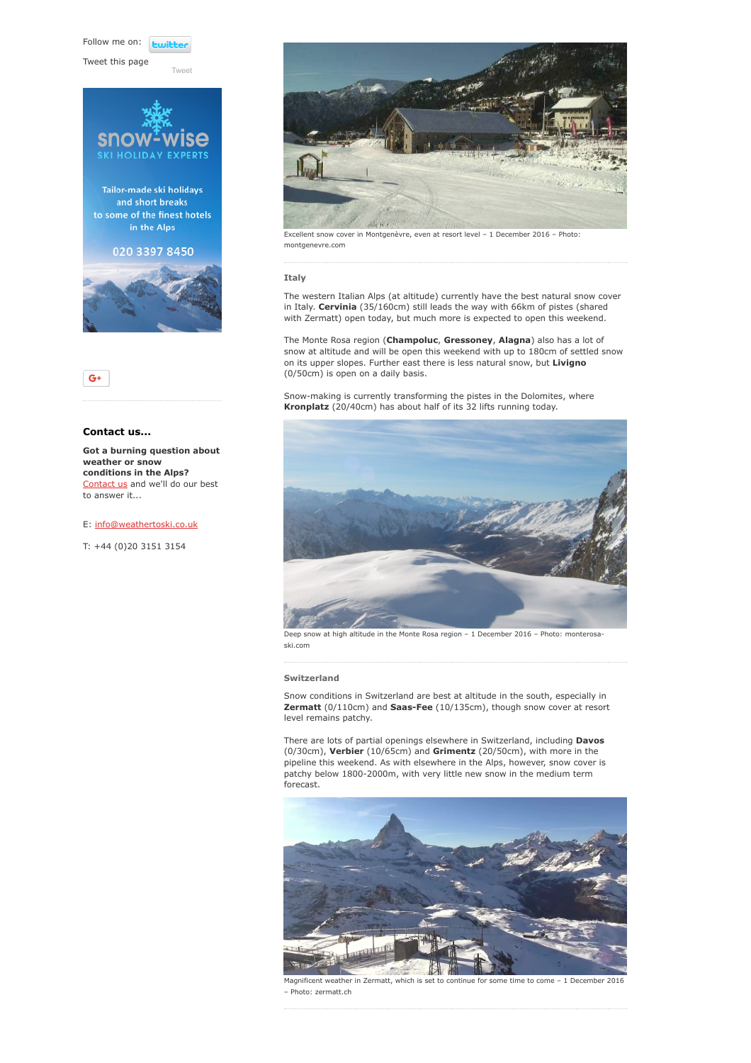Follow me on: twitter

Tweet this page

Tweet

snow-wise SKI HOLIDAY EXPERTS

Tailor-made ski holidays and short breaks to some of the finest hotels in the Alps

020 3397 8450

G+

### Contact us...

**Got a burning question about weather or snow conditions in the Alps?** Contact us and we'll do our best to answer it...

E: info@weathertoski.co.uk

T: +44 (0)20 3151 3154

Excellent snow cover in Montgenèvre, even at resort level – 1 December 2016 – Photo: montgenevre.com

### Italy

The western Italian Alps (at altitude) currently have the best natural snow cover in Italy. **Cervinia** (35/160cm) still leads the way with 66km of pistes (shared with Zermatt) open today, but much more is expected to open this weekend.

The Monte Rosa region (**Champoluc**, **Gressoney**, **Alagna**) also has a lot of snow at altitude and will be open this weekend with up to 180cm of settled snow on its upper slopes. Further east there is less natural snow, but **Livigno** (0/50cm) is open on a daily basis.

Snow-making is currently transforming the pistes in the Dolomites, where **Kronplatz** (20/40cm) has about half of its 32 lifts running today.

Deep snow at high altitude in the Monte Rosa region – 1 December 2016 – Photo: monterosa-ski.com

### Switzerland

Snow conditions in Switzerland are best at altitude in the south, especially in **Zermatt** (0/110cm) and **Saas-Fee** (10/135cm), though snow cover at resort level remains patchy.

There are lots of partial openings elsewhere in Switzerland, including **Davos** (0/30cm), **Verbier** (10/65cm) and **Grimentz** (20/50cm), with more in the pipeline this weekend. As with elsewhere in the Alps, however, snow cover is patchy below 1800-2000m, with very little new snow in the medium term forecast.

Magnificent weather in Zermatt, which is set to continue for some time to come – 1 December 2016 – Photo: zermatt.ch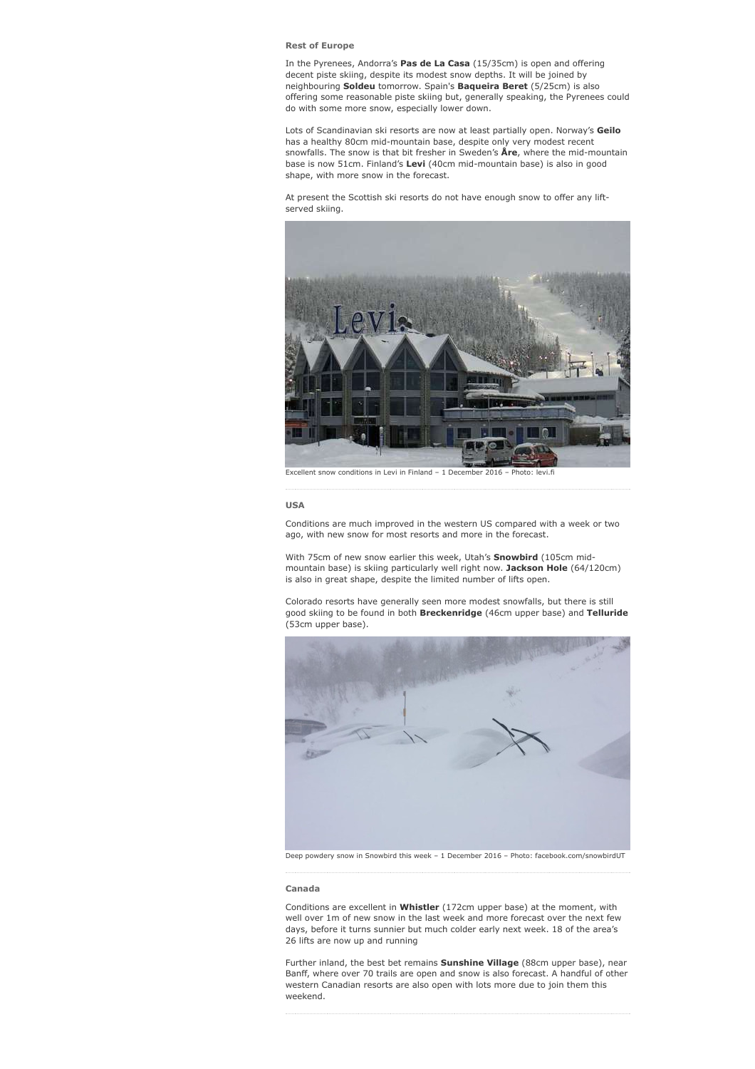### Rest of Europe

In the Pyrenees, Andorra's **Pas de La Casa** (15/35cm) is open and offering decent piste skiing, despite its modest snow depths. It will be joined by neighbouring **Soldeu** tomorrow. Spain's **Baqueira Beret** (5/25cm) is also offering some reasonable piste skiing but, generally speaking, the Pyrenees could do with some more snow, especially lower down.

Lots of Scandinavian ski resorts are now at least partially open. Norway's **Geilo** has a healthy 80cm mid-mountain base, despite only very modest recent snowfalls. The snow is that bit fresher in Sweden's **Åre**, where the mid-mountain base is now 51cm. Finland's **Levi** (40cm mid-mountain base) is also in good shape, with more snow in the forecast.

At present the Scottish ski resorts do not have enough snow to offer any lift-served skiing.

Excellent snow conditions in Levi in Finland – 1 December 2016 – Photo: levi.fi

### USA

Conditions are much improved in the western US compared with a week or two ago, with new snow for most resorts and more in the forecast.

With 75cm of new snow earlier this week, Utah's **Snowbird** (105cm mid-mountain base) is skiing particularly well right now. **Jackson Hole** (64/120cm) is also in great shape, despite the limited number of lifts open.

Colorado resorts have generally seen more modest snowfalls, but there is still good skiing to be found in both **Breckenridge** (46cm upper base) and **Telluride** (53cm upper base).

Deep powdery snow in Snowbird this week – 1 December 2016 – Photo: facebook.com/snowbirdUT

### Canada

Conditions are excellent in **Whistler** (172cm upper base) at the moment, with well over 1m of new snow in the last week and more forecast over the next few days, before it turns sunnier but much colder early next week. 18 of the area's 26 lifts are now up and running

Further inland, the best bet remains **Sunshine Village** (88cm upper base), near Banff, where over 70 trails are open and snow is also forecast. A handful of other western Canadian resorts are also open with lots more due to join them this weekend.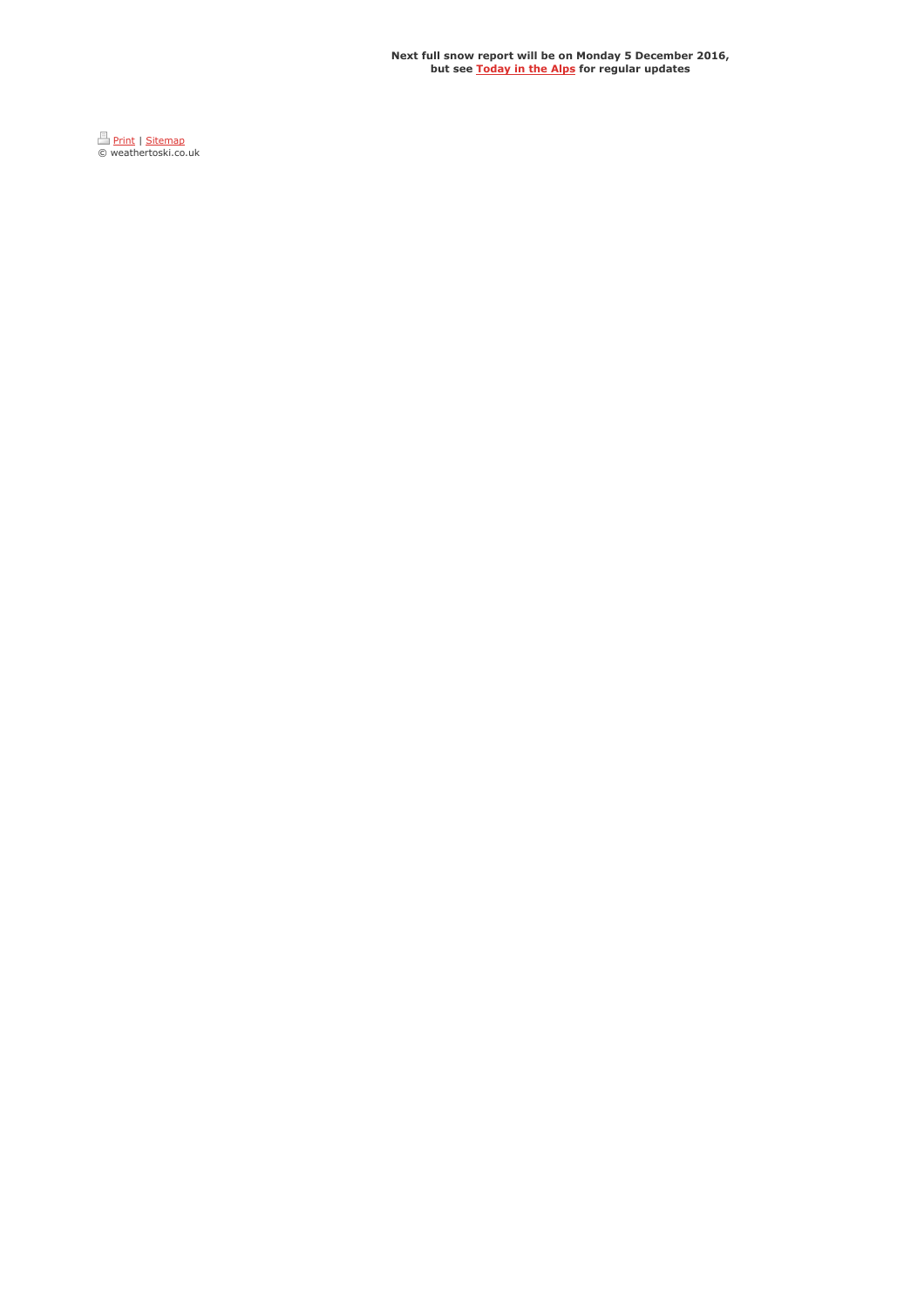**Next full snow report will be on Monday 5 December 2016,
but see Today in the Alps for regular updates**

Print | Sitemap
© weathertoski.co.uk